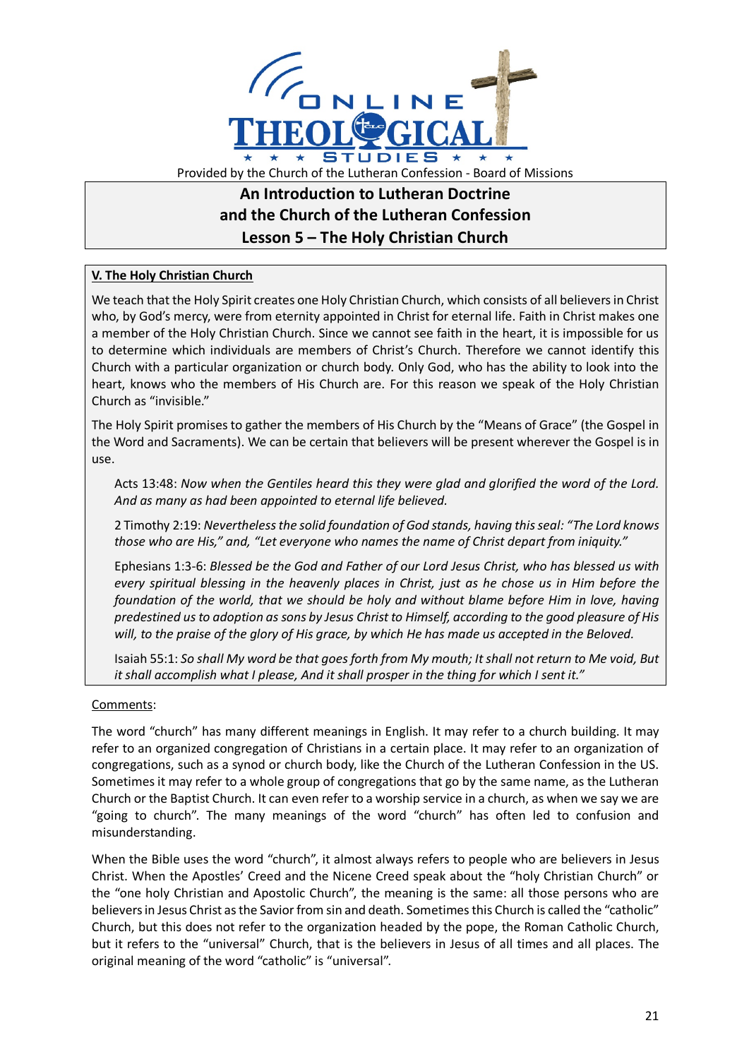Provided by the Church of the Lutheran Confession - Board of Missions

# An Introduction to Lutheran Doctrine and the Church of the Lutheran Confession

## Lesson 5 – The Holy Christian Church

### V. The Holy Christian Church

We teach that the Holy Spirit creates one Holy Christian Church, which consists of all believers in Christ who, by God's mercy, were from eternity appointed in Christ for eternal life. Faith in Christ makes one a member of the Holy Christian Church. Since we cannot see faith in the heart, it is impossible for us to determine which individuals are members of Christ's Church. Therefore we cannot identify this Church with a particular organization or church body. Only God, who has the ability to look into the heart, knows who the members of His Church are. For this reason we speak of the Holy Christian Church as "invisible."

The Holy Spirit promises to gather the members of His Church by the "Means of Grace" (the Gospel in the Word and Sacraments). We can be certain that believers will be present wherever the Gospel is in use.

> Acts 13:48: *Now when the Gentiles heard this they were glad and glorified the word of the Lord. And as many as had been appointed to eternal life believed.*
>
> 2 Timothy 2:19: *Nevertheless the solid foundation of God stands, having this seal: "The Lord knows those who are His," and, "Let everyone who names the name of Christ depart from iniquity."*
>
> Ephesians 1:3-6: *Blessed be the God and Father of our Lord Jesus Christ, who has blessed us with every spiritual blessing in the heavenly places in Christ, just as he chose us in Him before the foundation of the world, that we should be holy and without blame before Him in love, having predestined us to adoption as sons by Jesus Christ to Himself, according to the good pleasure of His will, to the praise of the glory of His grace, by which He has made us accepted in the Beloved.*
>
> Isaiah 55:1: *So shall My word be that goes forth from My mouth; It shall not return to Me void, But it shall accomplish what I please, And it shall prosper in the thing for which I sent it."*

Comments:

The word "church" has many different meanings in English. It may refer to a church building. It may refer to an organized congregation of Christians in a certain place. It may refer to an organization of congregations, such as a synod or church body, like the Church of the Lutheran Confession in the US. Sometimes it may refer to a whole group of congregations that go by the same name, as the Lutheran Church or the Baptist Church. It can even refer to a worship service in a church, as when we say we are "going to church". The many meanings of the word "church" has often led to confusion and misunderstanding.

When the Bible uses the word "church", it almost always refers to people who are believers in Jesus Christ. When the Apostles' Creed and the Nicene Creed speak about the "holy Christian Church" or the "one holy Christian and Apostolic Church", the meaning is the same: all those persons who are believers in Jesus Christ as the Savior from sin and death. Sometimes this Church is called the "catholic" Church, but this does not refer to the organization headed by the pope, the Roman Catholic Church, but it refers to the "universal" Church, that is the believers in Jesus of all times and all places. The original meaning of the word "catholic" is "universal".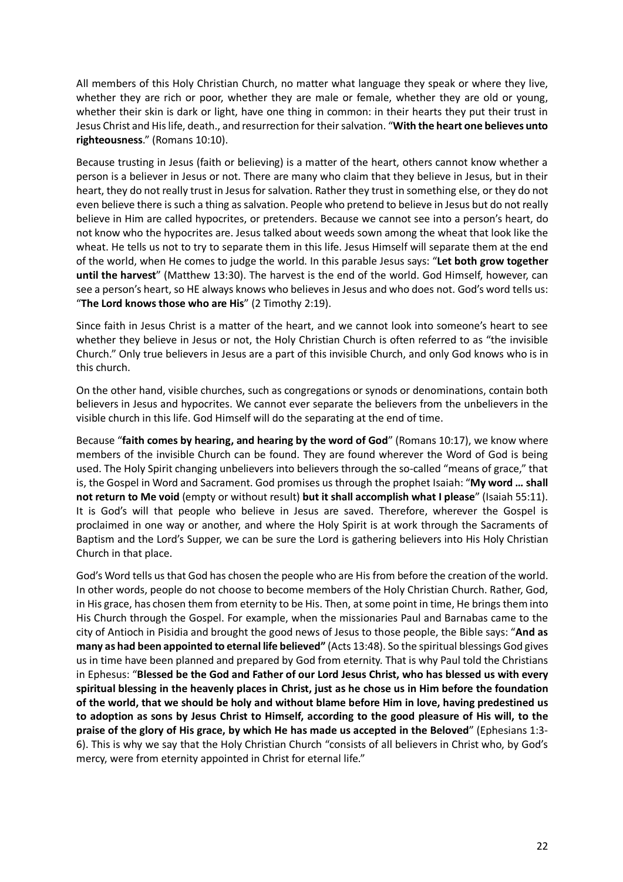All members of this Holy Christian Church, no matter what language they speak or where they live, whether they are rich or poor, whether they are male or female, whether they are old or young, whether their skin is dark or light, have one thing in common: in their hearts they put their trust in Jesus Christ and His life, death., and resurrection for their salvation. "**With the heart one believes unto righteousness**." (Romans 10:10).

Because trusting in Jesus (faith or believing) is a matter of the heart, others cannot know whether a person is a believer in Jesus or not. There are many who claim that they believe in Jesus, but in their heart, they do not really trust in Jesus for salvation. Rather they trust in something else, or they do not even believe there is such a thing as salvation. People who pretend to believe in Jesus but do not really believe in Him are called hypocrites, or pretenders. Because we cannot see into a person's heart, do not know who the hypocrites are. Jesus talked about weeds sown among the wheat that look like the wheat. He tells us not to try to separate them in this life. Jesus Himself will separate them at the end of the world, when He comes to judge the world. In this parable Jesus says: "**Let both grow together until the harvest**" (Matthew 13:30). The harvest is the end of the world. God Himself, however, can see a person's heart, so HE always knows who believes in Jesus and who does not. God's word tells us: "**The Lord knows those who are His**" (2 Timothy 2:19).

Since faith in Jesus Christ is a matter of the heart, and we cannot look into someone's heart to see whether they believe in Jesus or not, the Holy Christian Church is often referred to as "the invisible Church." Only true believers in Jesus are a part of this invisible Church, and only God knows who is in this church.

On the other hand, visible churches, such as congregations or synods or denominations, contain both believers in Jesus and hypocrites. We cannot ever separate the believers from the unbelievers in the visible church in this life. God Himself will do the separating at the end of time.

Because "**faith comes by hearing, and hearing by the word of God**" (Romans 10:17), we know where members of the invisible Church can be found. They are found wherever the Word of God is being used. The Holy Spirit changing unbelievers into believers through the so-called "means of grace," that is, the Gospel in Word and Sacrament. God promises us through the prophet Isaiah: "**My word … shall not return to Me void** (empty or without result) **but it shall accomplish what I please**" (Isaiah 55:11). It is God's will that people who believe in Jesus are saved. Therefore, wherever the Gospel is proclaimed in one way or another, and where the Holy Spirit is at work through the Sacraments of Baptism and the Lord's Supper, we can be sure the Lord is gathering believers into His Holy Christian Church in that place.

God's Word tells us that God has chosen the people who are His from before the creation of the world. In other words, people do not choose to become members of the Holy Christian Church. Rather, God, in His grace, has chosen them from eternity to be His. Then, at some point in time, He brings them into His Church through the Gospel. For example, when the missionaries Paul and Barnabas came to the city of Antioch in Pisidia and brought the good news of Jesus to those people, the Bible says: "**And as many as had been appointed to eternal life believed"** (Acts 13:48). So the spiritual blessings God gives us in time have been planned and prepared by God from eternity. That is why Paul told the Christians in Ephesus: "**Blessed be the God and Father of our Lord Jesus Christ, who has blessed us with every spiritual blessing in the heavenly places in Christ, just as he chose us in Him before the foundation of the world, that we should be holy and without blame before Him in love, having predestined us to adoption as sons by Jesus Christ to Himself, according to the good pleasure of His will, to the praise of the glory of His grace, by which He has made us accepted in the Beloved**" (Ephesians 1:3-6). This is why we say that the Holy Christian Church "consists of all believers in Christ who, by God's mercy, were from eternity appointed in Christ for eternal life."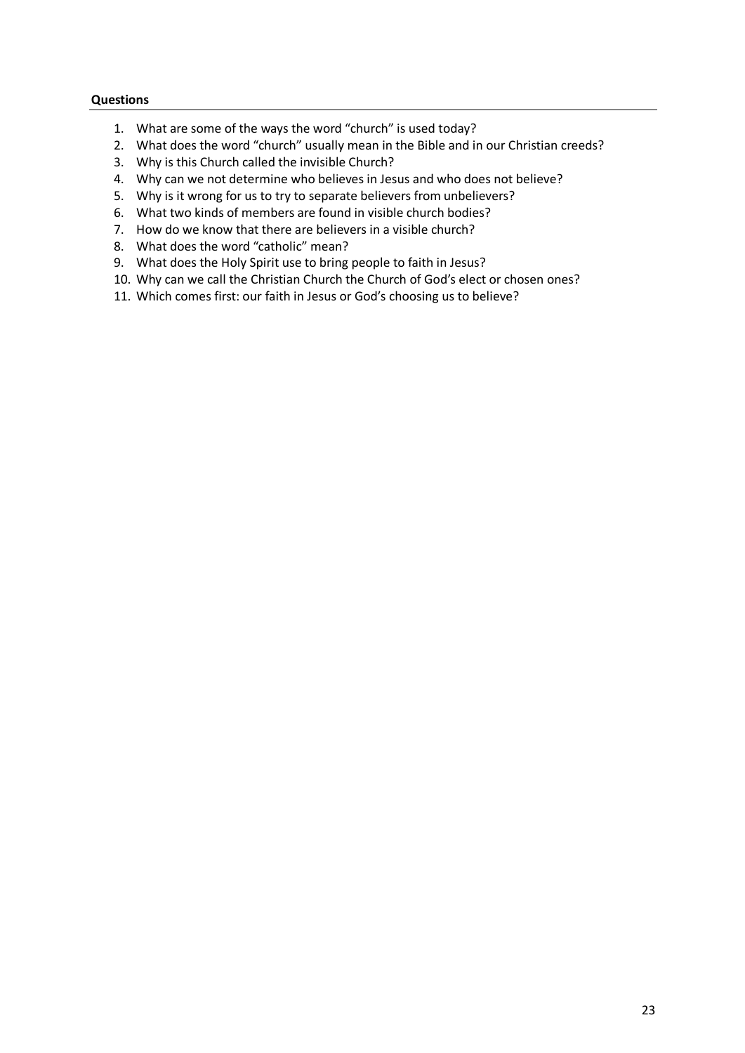**Questions**

1. What are some of the ways the word “church” is used today?
2. What does the word “church” usually mean in the Bible and in our Christian creeds?
3. Why is this Church called the invisible Church?
4. Why can we not determine who believes in Jesus and who does not believe?
5. Why is it wrong for us to try to separate believers from unbelievers?
6. What two kinds of members are found in visible church bodies?
7. How do we know that there are believers in a visible church?
8. What does the word “catholic” mean?
9. What does the Holy Spirit use to bring people to faith in Jesus?
10. Why can we call the Christian Church the Church of God’s elect or chosen ones?
11. Which comes first: our faith in Jesus or God’s choosing us to believe?